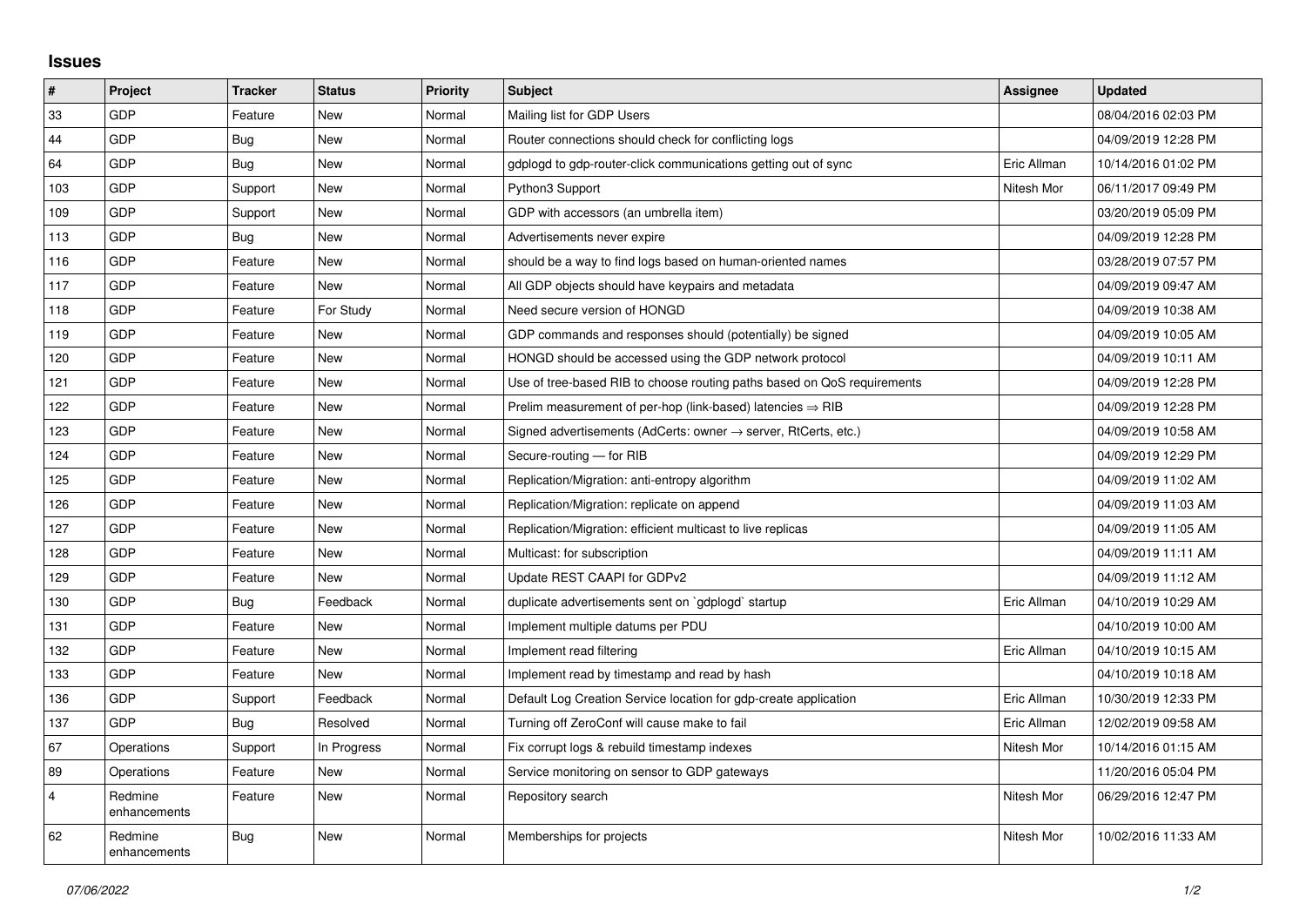## Issues

| # | Project | Tracker | Status | Priority | Subject | Assignee | Updated |
|---|---|---|---|---|---|---|---|
| 33 | GDP | Feature | New | Normal | Mailing list for GDP Users | | 08/04/2016 02:03 PM |
| 44 | GDP | Bug | New | Normal | Router connections should check for conflicting logs | | 04/09/2019 12:28 PM |
| 64 | GDP | Bug | New | Normal | gdplogd to gdp-router-click communications getting out of sync | Eric Allman | 10/14/2016 01:02 PM |
| 103 | GDP | Support | New | Normal | Python3 Support | Nitesh Mor | 06/11/2017 09:49 PM |
| 109 | GDP | Support | New | Normal | GDP with accessors (an umbrella item) | | 03/20/2019 05:09 PM |
| 113 | GDP | Bug | New | Normal | Advertisements never expire | | 04/09/2019 12:28 PM |
| 116 | GDP | Feature | New | Normal | should be a way to find logs based on human-oriented names | | 03/28/2019 07:57 PM |
| 117 | GDP | Feature | New | Normal | All GDP objects should have keypairs and metadata | | 04/09/2019 09:47 AM |
| 118 | GDP | Feature | For Study | Normal | Need secure version of HONGD | | 04/09/2019 10:38 AM |
| 119 | GDP | Feature | New | Normal | GDP commands and responses should (potentially) be signed | | 04/09/2019 10:05 AM |
| 120 | GDP | Feature | New | Normal | HONGD should be accessed using the GDP network protocol | | 04/09/2019 10:11 AM |
| 121 | GDP | Feature | New | Normal | Use of tree-based RIB to choose routing paths based on QoS requirements | | 04/09/2019 12:28 PM |
| 122 | GDP | Feature | New | Normal | Prelim measurement of per-hop (link-based) latencies ⇒ RIB | | 04/09/2019 12:28 PM |
| 123 | GDP | Feature | New | Normal | Signed advertisements (AdCerts: owner → server, RtCerts, etc.) | | 04/09/2019 10:58 AM |
| 124 | GDP | Feature | New | Normal | Secure-routing — for RIB | | 04/09/2019 12:29 PM |
| 125 | GDP | Feature | New | Normal | Replication/Migration: anti-entropy algorithm | | 04/09/2019 11:02 AM |
| 126 | GDP | Feature | New | Normal | Replication/Migration: replicate on append | | 04/09/2019 11:03 AM |
| 127 | GDP | Feature | New | Normal | Replication/Migration: efficient multicast to live replicas | | 04/09/2019 11:05 AM |
| 128 | GDP | Feature | New | Normal | Multicast: for subscription | | 04/09/2019 11:11 AM |
| 129 | GDP | Feature | New | Normal | Update REST CAAPI for GDPv2 | | 04/09/2019 11:12 AM |
| 130 | GDP | Bug | Feedback | Normal | duplicate advertisements sent on `gdplogd` startup | Eric Allman | 04/10/2019 10:29 AM |
| 131 | GDP | Feature | New | Normal | Implement multiple datums per PDU | | 04/10/2019 10:00 AM |
| 132 | GDP | Feature | New | Normal | Implement read filtering | Eric Allman | 04/10/2019 10:15 AM |
| 133 | GDP | Feature | New | Normal | Implement read by timestamp and read by hash | | 04/10/2019 10:18 AM |
| 136 | GDP | Support | Feedback | Normal | Default Log Creation Service location for gdp-create application | Eric Allman | 10/30/2019 12:33 PM |
| 137 | GDP | Bug | Resolved | Normal | Turning off ZeroConf will cause make to fail | Eric Allman | 12/02/2019 09:58 AM |
| 67 | Operations | Support | In Progress | Normal | Fix corrupt logs & rebuild timestamp indexes | Nitesh Mor | 10/14/2016 01:15 AM |
| 89 | Operations | Feature | New | Normal | Service monitoring on sensor to GDP gateways | | 11/20/2016 05:04 PM |
| 4 | Redmine enhancements | Feature | New | Normal | Repository search | Nitesh Mor | 06/29/2016 12:47 PM |
| 62 | Redmine enhancements | Bug | New | Normal | Memberships for projects | Nitesh Mor | 10/02/2016 11:33 AM |

*07/06/2022*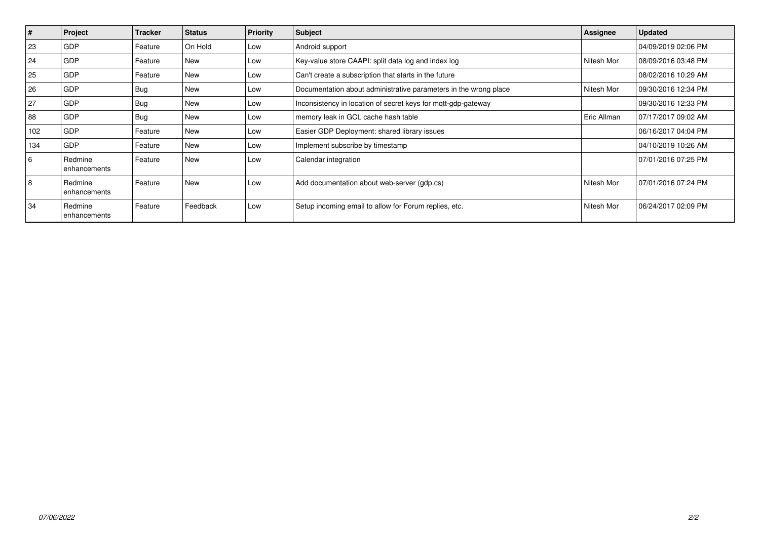| # | Project | Tracker | Status | Priority | Subject | Assignee | Updated |
|---|---|---|---|---|---|---|---|
| 23 | GDP | Feature | On Hold | Low | Android support | | 04/09/2019 02:06 PM |
| 24 | GDP | Feature | New | Low | Key-value store CAAPI: split data log and index log | Nitesh Mor | 08/09/2016 03:48 PM |
| 25 | GDP | Feature | New | Low | Can't create a subscription that starts in the future | | 08/02/2016 10:29 AM |
| 26 | GDP | Bug | New | Low | Documentation about administrative parameters in the wrong place | Nitesh Mor | 09/30/2016 12:34 PM |
| 27 | GDP | Bug | New | Low | Inconsistency in location of secret keys for mqtt-gdp-gateway | | 09/30/2016 12:33 PM |
| 88 | GDP | Bug | New | Low | memory leak in GCL cache hash table | Eric Allman | 07/17/2017 09:02 AM |
| 102 | GDP | Feature | New | Low | Easier GDP Deployment: shared library issues | | 06/16/2017 04:04 PM |
| 134 | GDP | Feature | New | Low | Implement subscribe by timestamp | | 04/10/2019 10:26 AM |
| 6 | Redmine enhancements | Feature | New | Low | Calendar integration | | 07/01/2016 07:25 PM |
| 8 | Redmine enhancements | Feature | New | Low | Add documentation about web-server (gdp.cs) | Nitesh Mor | 07/01/2016 07:24 PM |
| 34 | Redmine enhancements | Feature | Feedback | Low | Setup incoming email to allow for Forum replies, etc. | Nitesh Mor | 06/24/2017 02:09 PM |